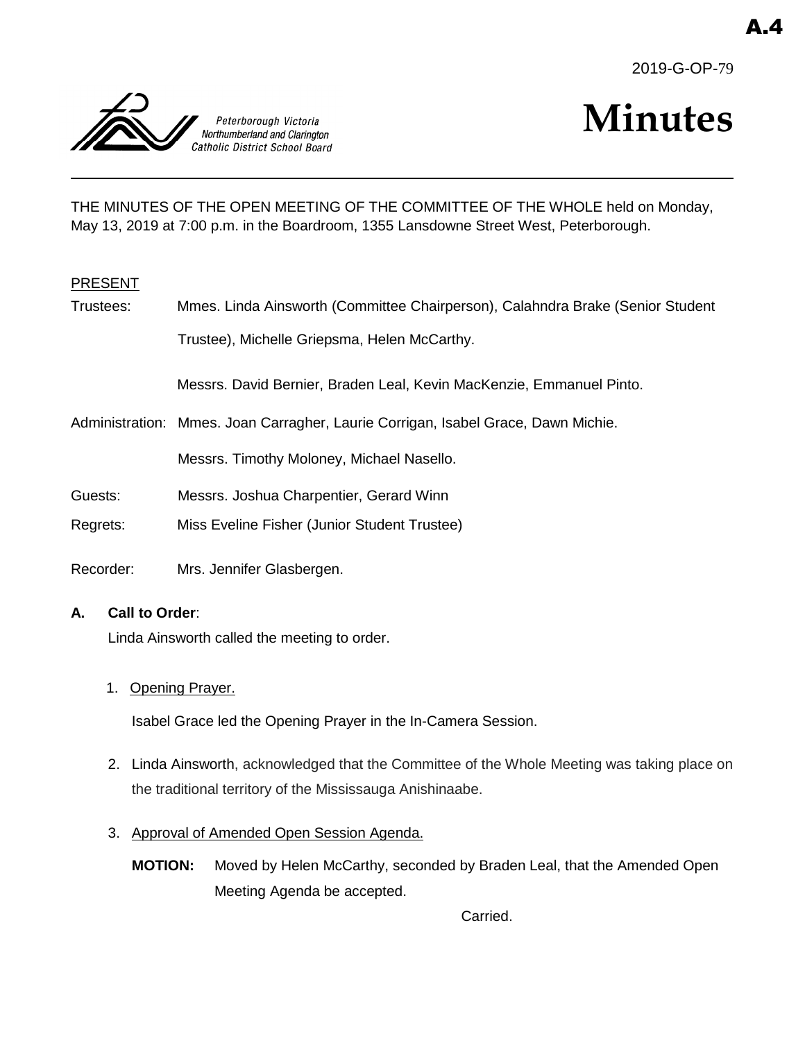A.4

2019-G-OP-79

Peterborough Victoria Northumberland and Clarington Catholic District School Board

# Minutes

THE MINUTES OF THE OPEN MEETING OF THE COMMITTEE OF THE WHOLE held on Monday, May 13, 2019 at 7:00 p.m. in the Boardroom, 1355 Lansdowne Street West, Peterborough.

PRESENT

Trustees: Mmes. Linda Ainsworth (Committee Chairperson), Calahndra Brake (Senior Student Trustee), Michelle Griepsma, Helen McCarthy.

Messrs. David Bernier, Braden Leal, Kevin MacKenzie, Emmanuel Pinto.

Administration: Mmes. Joan Carragher, Laurie Corrigan, Isabel Grace, Dawn Michie.

Messrs. Timothy Moloney, Michael Nasello.

Guests: Messrs. Joshua Charpentier, Gerard Winn

Regrets: Miss Eveline Fisher (Junior Student Trustee)

Recorder: Mrs. Jennifer Glasbergen.

**A. Call to Order**:

Linda Ainsworth called the meeting to order.

1. Opening Prayer.

   Isabel Grace led the Opening Prayer in the In-Camera Session.

2. Linda Ainsworth, acknowledged that the Committee of the Whole Meeting was taking place on the traditional territory of the Mississauga Anishinaabe.

3. Approval of Amended Open Session Agenda.

   **MOTION:** Moved by Helen McCarthy, seconded by Braden Leal, that the Amended Open Meeting Agenda be accepted.

   Carried.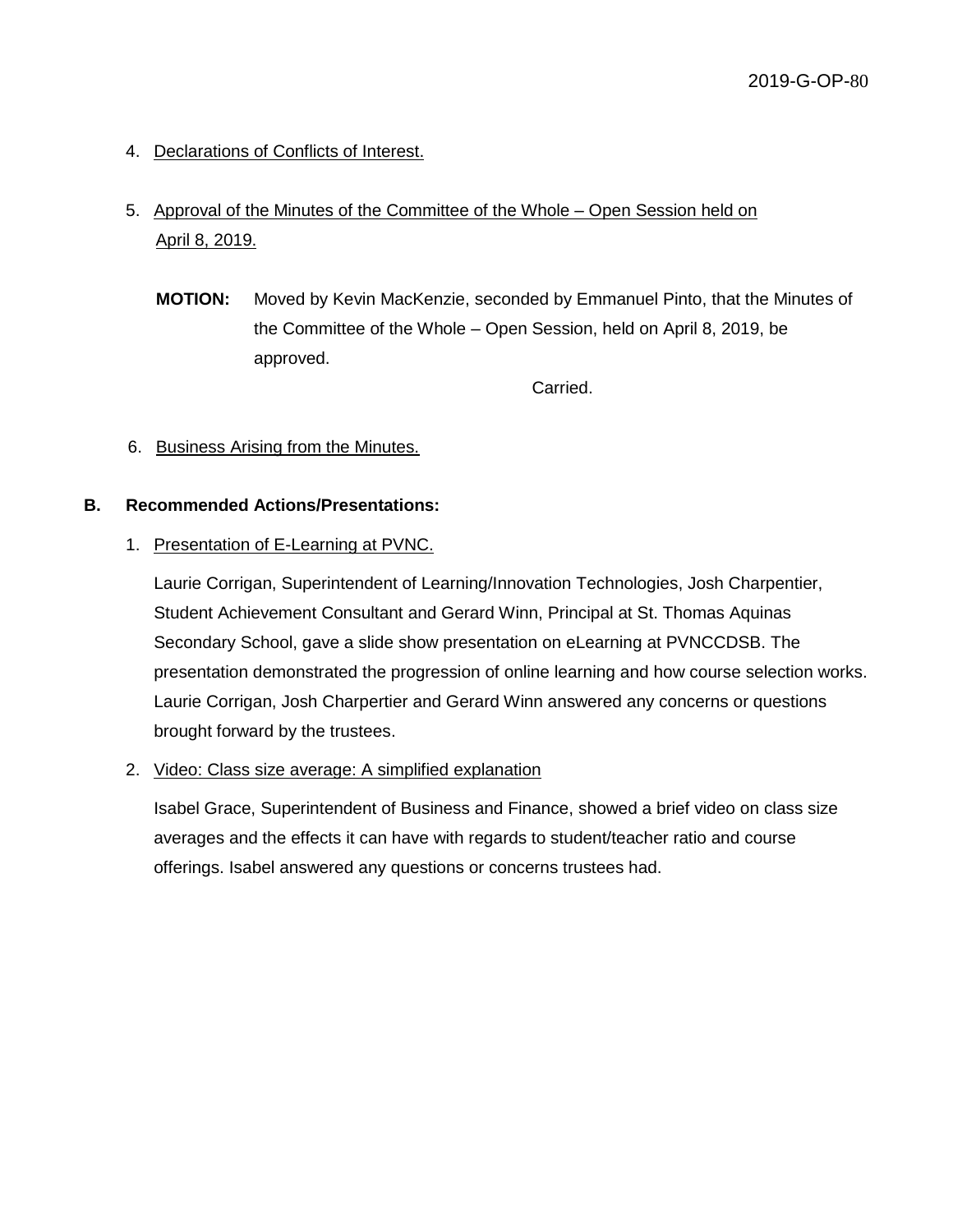4. Declarations of Conflicts of Interest.

5. Approval of the Minutes of the Committee of the Whole – Open Session held on April 8, 2019.

   **MOTION:** Moved by Kevin MacKenzie, seconded by Emmanuel Pinto, that the Minutes of the Committee of the Whole – Open Session, held on April 8, 2019, be approved.

   Carried.

6. Business Arising from the Minutes.

**B. Recommended Actions/Presentations:**

1. Presentation of E-Learning at PVNC.

   Laurie Corrigan, Superintendent of Learning/Innovation Technologies, Josh Charpentier, Student Achievement Consultant and Gerard Winn, Principal at St. Thomas Aquinas Secondary School, gave a slide show presentation on eLearning at PVNCCDSB. The presentation demonstrated the progression of online learning and how course selection works. Laurie Corrigan, Josh Charpertier and Gerard Winn answered any concerns or questions brought forward by the trustees.

2. Video: Class size average: A simplified explanation

   Isabel Grace, Superintendent of Business and Finance, showed a brief video on class size averages and the effects it can have with regards to student/teacher ratio and course offerings. Isabel answered any questions or concerns trustees had.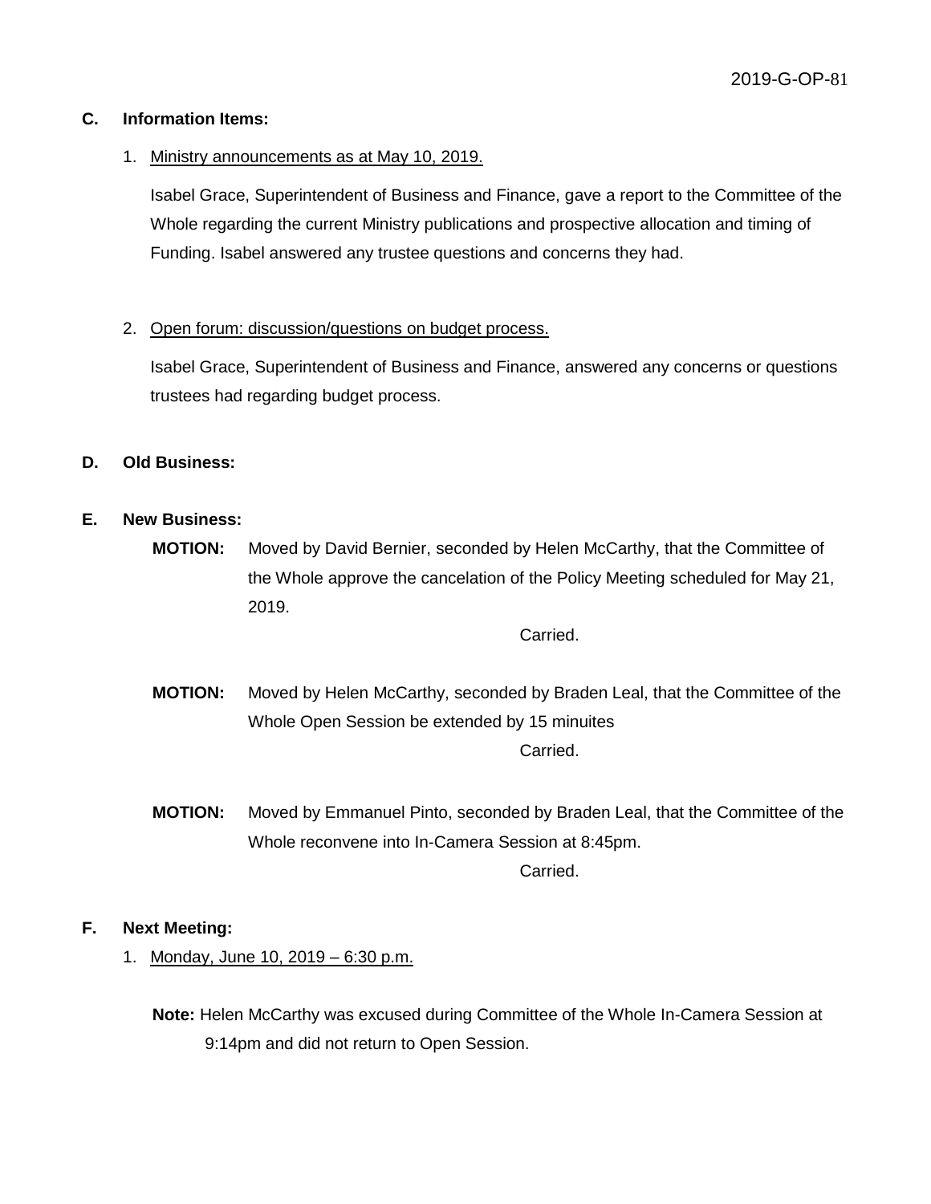## C. Information Items:

1. Ministry announcements as at May 10, 2019.

   Isabel Grace, Superintendent of Business and Finance, gave a report to the Committee of the Whole regarding the current Ministry publications and prospective allocation and timing of Funding. Isabel answered any trustee questions and concerns they had.

2. Open forum: discussion/questions on budget process.

   Isabel Grace, Superintendent of Business and Finance, answered any concerns or questions trustees had regarding budget process.

## D. Old Business:

## E. New Business:

**MOTION:** Moved by David Bernier, seconded by Helen McCarthy, that the Committee of the Whole approve the cancelation of the Policy Meeting scheduled for May 21, 2019.

Carried.

**MOTION:** Moved by Helen McCarthy, seconded by Braden Leal, that the Committee of the Whole Open Session be extended by 15 minuites

Carried.

**MOTION:** Moved by Emmanuel Pinto, seconded by Braden Leal, that the Committee of the Whole reconvene into In-Camera Session at 8:45pm.

Carried.

## F. Next Meeting:

1. Monday, June 10, 2019 – 6:30 p.m.

**Note:** Helen McCarthy was excused during Committee of the Whole In-Camera Session at 9:14pm and did not return to Open Session.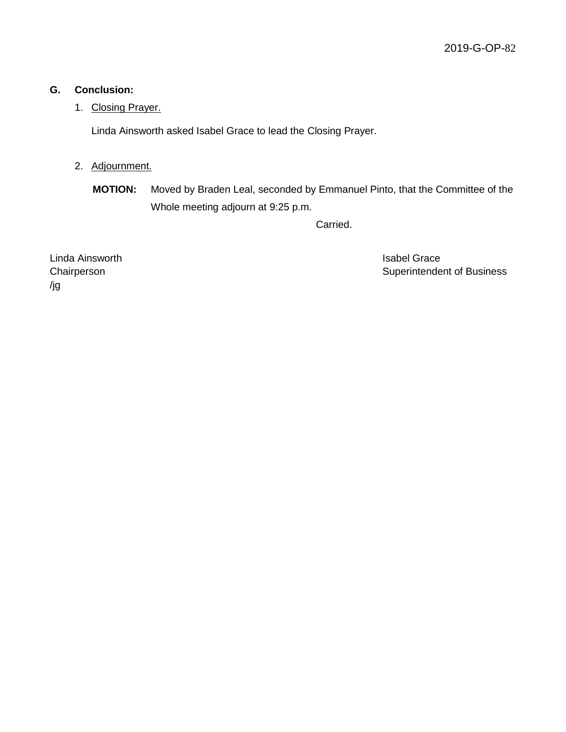## G. Conclusion:

1. Closing Prayer.

   Linda Ainsworth asked Isabel Grace to lead the Closing Prayer.

2. Adjournment.

   **MOTION:** Moved by Braden Leal, seconded by Emmanuel Pinto, that the Committee of the Whole meeting adjourn at 9:25 p.m.

   Carried.

Linda Ainsworth
Chairperson

Isabel Grace
Superintendent of Business

/jg